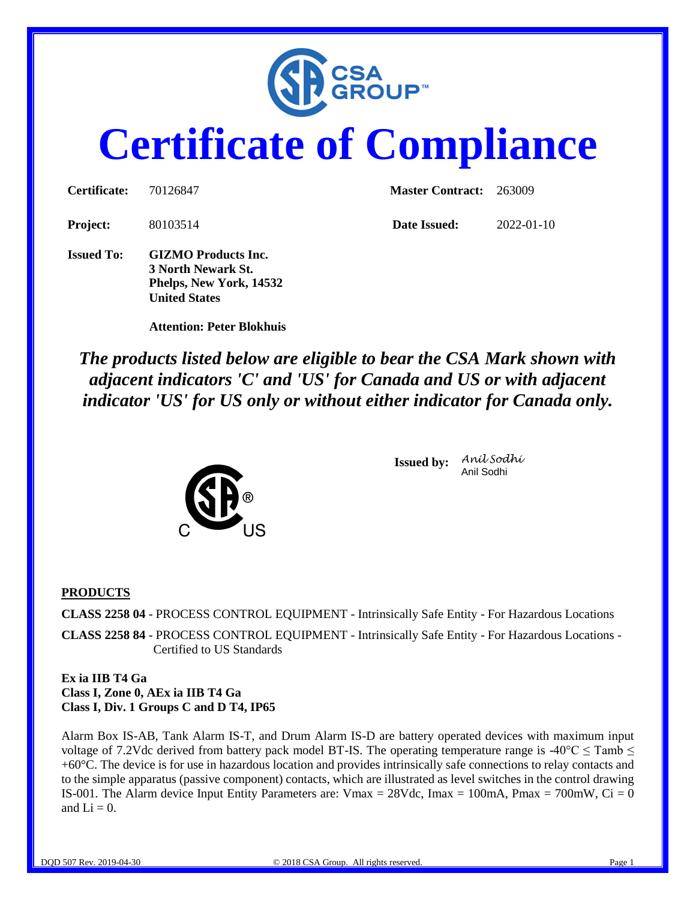CSA GROUP™

# Certificate of Compliance

**Certificate:** 70126847 **Master Contract:** 263009

**Project:** 80103514 **Date Issued:** 2022-01-10

**Issued To:** **GIZMO Products Inc.**
**3 North Newark St.**
**Phelps, New York, 14532**
**United States**

**Attention: Peter Blokhuis**

***The products listed below are eligible to bear the CSA Mark shown with adjacent indicators 'C' and 'US' for Canada and US or with adjacent indicator 'US' for US only or without either indicator for Canada only.***

**Issued by:** *Anil Sodhi*
Anil Sodhi

**PRODUCTS**

**CLASS 2258 04** - PROCESS CONTROL EQUIPMENT - Intrinsically Safe Entity - For Hazardous Locations

**CLASS 2258 84** - PROCESS CONTROL EQUIPMENT - Intrinsically Safe Entity - For Hazardous Locations - Certified to US Standards

**Ex ia IIB T4 Ga**
**Class I, Zone 0, AEx ia IIB T4 Ga**
**Class I, Div. 1 Groups C and D T4, IP65**

Alarm Box IS-AB, Tank Alarm IS-T, and Drum Alarm IS-D are battery operated devices with maximum input voltage of 7.2Vdc derived from battery pack model BT-IS. The operating temperature range is -40°C ≤ Tamb ≤ +60°C. The device is for use in hazardous location and provides intrinsically safe connections to relay contacts and to the simple apparatus (passive component) contacts, which are illustrated as level switches in the control drawing IS-001. The Alarm device Input Entity Parameters are: Vmax = 28Vdc, Imax = 100mA, Pmax = 700mW, Ci = 0 and Li = 0.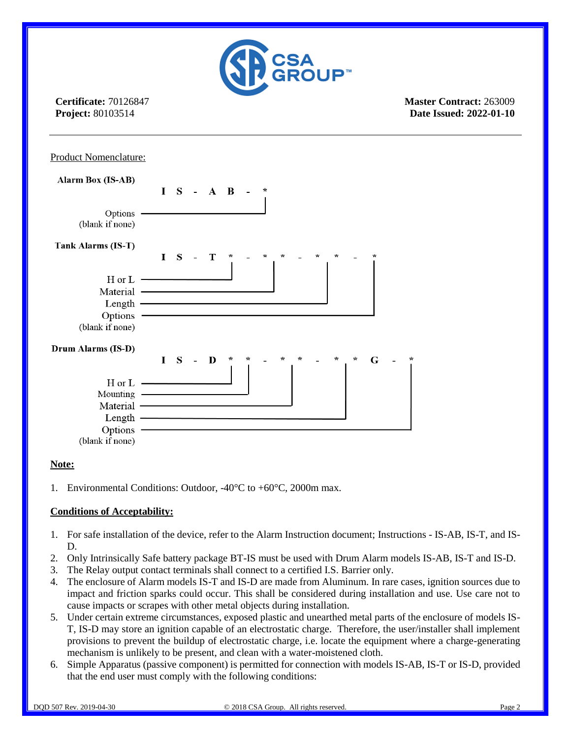**Certificate:** 70126847
**Project:** 80103514

**Master Contract:** 263009
**Date Issued: 2022-01-10**

---

Product Nomenclature:

**Alarm Box (IS-AB)**

```
                I S - A B - *
                            |
Options  -------------------+
(blank if none)
```

**Tank Alarms (IS-T)**

```
                I S - T * - * * - * * - *
                        |    |      |    |
H or L   --------------+    |      |    |
Material -------------------+      |    |
Length   --------------------------+    |
Options  -------------------------------+
(blank if none)
```

**Drum Alarms (IS-D)**

```
                I S - D * * - * * - * * G - *
                        | |     |     |      |
H or L   --------------+ |     |     |      |
Mounting ----------------+     |     |      |
Material ----------------------+     |      |
Length   ----------------------------+      |
Options  -----------------------------------+
(blank if none)
```

**Note:**

1. Environmental Conditions: Outdoor, -40°C to +60°C, 2000m max.

**Conditions of Acceptability:**

1. For safe installation of the device, refer to the Alarm Instruction document; Instructions - IS-AB, IS-T, and IS-D.
2. Only Intrinsically Safe battery package BT-IS must be used with Drum Alarm models IS-AB, IS-T and IS-D.
3. The Relay output contact terminals shall connect to a certified I.S. Barrier only.
4. The enclosure of Alarm models IS-T and IS-D are made from Aluminum. In rare cases, ignition sources due to impact and friction sparks could occur. This shall be considered during installation and use. Use care not to cause impacts or scrapes with other metal objects during installation.
5. Under certain extreme circumstances, exposed plastic and unearthed metal parts of the enclosure of models IS-T, IS-D may store an ignition capable of an electrostatic charge. Therefore, the user/installer shall implement provisions to prevent the buildup of electrostatic charge, i.e. locate the equipment where a charge-generating mechanism is unlikely to be present, and clean with a water-moistened cloth.
6. Simple Apparatus (passive component) is permitted for connection with models IS-AB, IS-T or IS-D, provided that the end user must comply with the following conditions: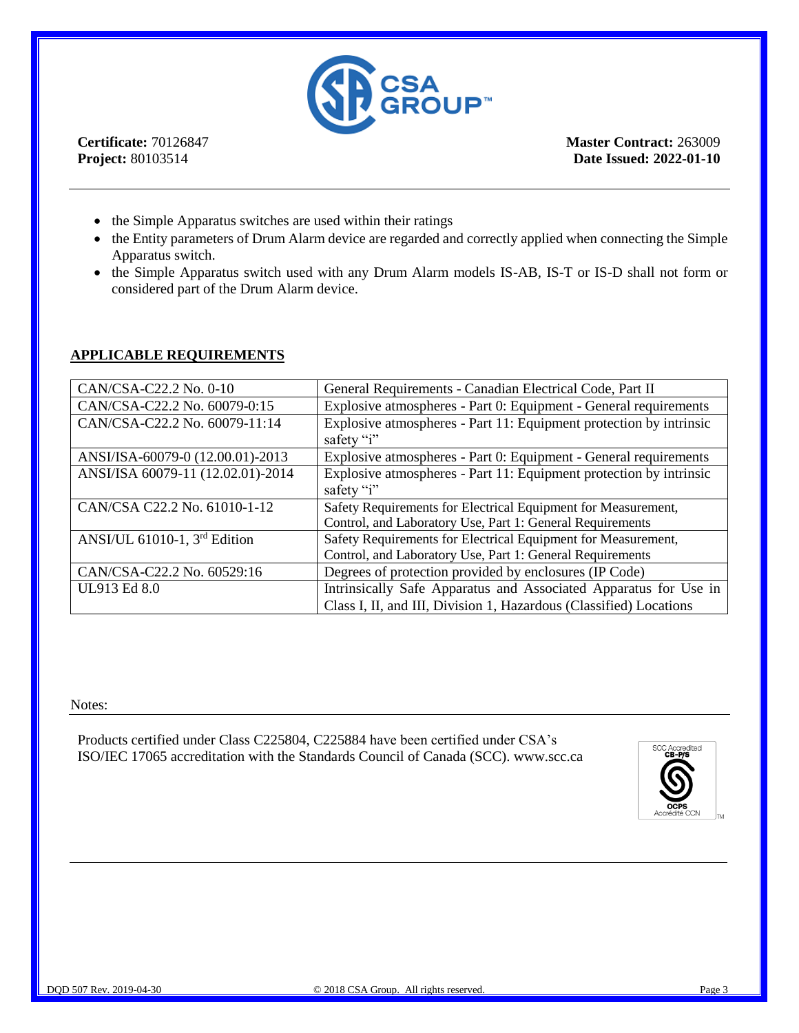**Certificate:** 70126847
**Project:** 80103514

**Master Contract:** 263009
**Date Issued: 2022-01-10**

- the Simple Apparatus switches are used within their ratings
- the Entity parameters of Drum Alarm device are regarded and correctly applied when connecting the Simple Apparatus switch.
- the Simple Apparatus switch used with any Drum Alarm models IS-AB, IS-T or IS-D shall not form or considered part of the Drum Alarm device.

## APPLICABLE REQUIREMENTS

| | |
|---|---|
| CAN/CSA-C22.2 No. 0-10 | General Requirements - Canadian Electrical Code, Part II |
| CAN/CSA-C22.2 No. 60079-0:15 | Explosive atmospheres - Part 0: Equipment - General requirements |
| CAN/CSA-C22.2 No. 60079-11:14 | Explosive atmospheres - Part 11: Equipment protection by intrinsic safety "i" |
| ANSI/ISA-60079-0 (12.00.01)-2013 | Explosive atmospheres - Part 0: Equipment - General requirements |
| ANSI/ISA 60079-11 (12.02.01)-2014 | Explosive atmospheres - Part 11: Equipment protection by intrinsic safety "i" |
| CAN/CSA C22.2 No. 61010-1-12 | Safety Requirements for Electrical Equipment for Measurement, Control, and Laboratory Use, Part 1: General Requirements |
| ANSI/UL 61010-1, 3rd Edition | Safety Requirements for Electrical Equipment for Measurement, Control, and Laboratory Use, Part 1: General Requirements |
| CAN/CSA-C22.2 No. 60529:16 | Degrees of protection provided by enclosures (IP Code) |
| UL913 Ed 8.0 | Intrinsically Safe Apparatus and Associated Apparatus for Use in Class I, II, and III, Division 1, Hazardous (Classified) Locations |

Notes:

Products certified under Class C225804, C225884 have been certified under CSA's ISO/IEC 17065 accreditation with the Standards Council of Canada (SCC). www.scc.ca

SCC Accredited CB-P/S OCPS Accrédité CCN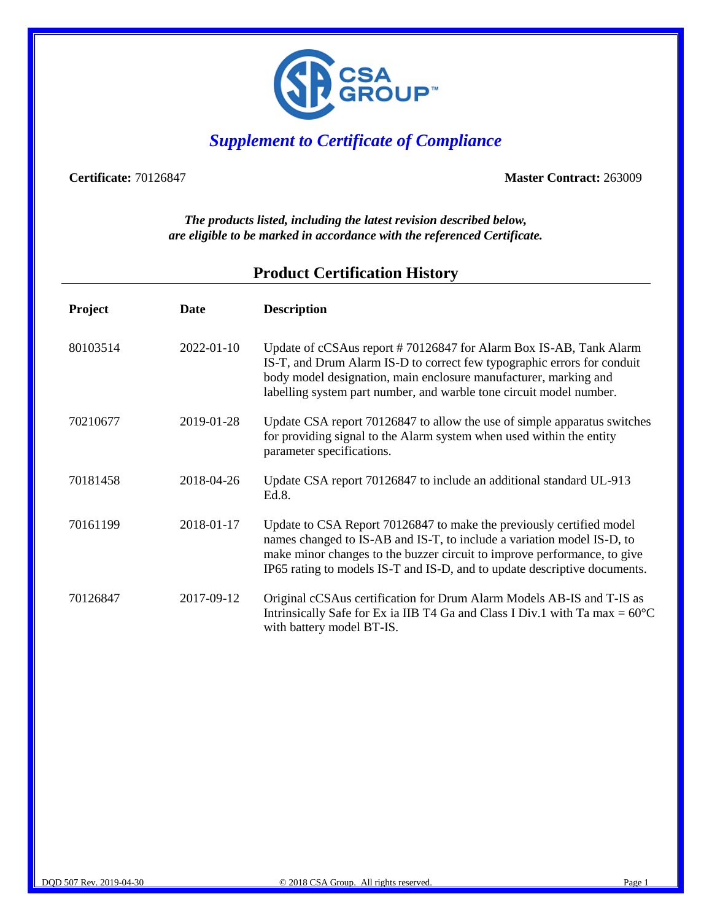# *Supplement to Certificate of Compliance*

**Certificate:** 70126847 **Master Contract:** 263009

***The products listed, including the latest revision described below, are eligible to be marked in accordance with the referenced Certificate.***

## Product Certification History

| Project | Date | Description |
|---|---|---|
| 80103514 | 2022-01-10 | Update of cCSAus report # 70126847 for Alarm Box IS-AB, Tank Alarm IS-T, and Drum Alarm IS-D to correct few typographic errors for conduit body model designation, main enclosure manufacturer, marking and labelling system part number, and warble tone circuit model number. |
| 70210677 | 2019-01-28 | Update CSA report 70126847 to allow the use of simple apparatus switches for providing signal to the Alarm system when used within the entity parameter specifications. |
| 70181458 | 2018-04-26 | Update CSA report 70126847 to include an additional standard UL-913 Ed.8. |
| 70161199 | 2018-01-17 | Update to CSA Report 70126847 to make the previously certified model names changed to IS-AB and IS-T, to include a variation model IS-D, to make minor changes to the buzzer circuit to improve performance, to give IP65 rating to models IS-T and IS-D, and to update descriptive documents. |
| 70126847 | 2017-09-12 | Original cCSAus certification for Drum Alarm Models AB-IS and T-IS as Intrinsically Safe for Ex ia IIB T4 Ga and Class I Div.1 with Ta max = 60°C with battery model BT-IS. |

DQD 507 Rev. 2019-04-30 © 2018 CSA Group. All rights reserved.